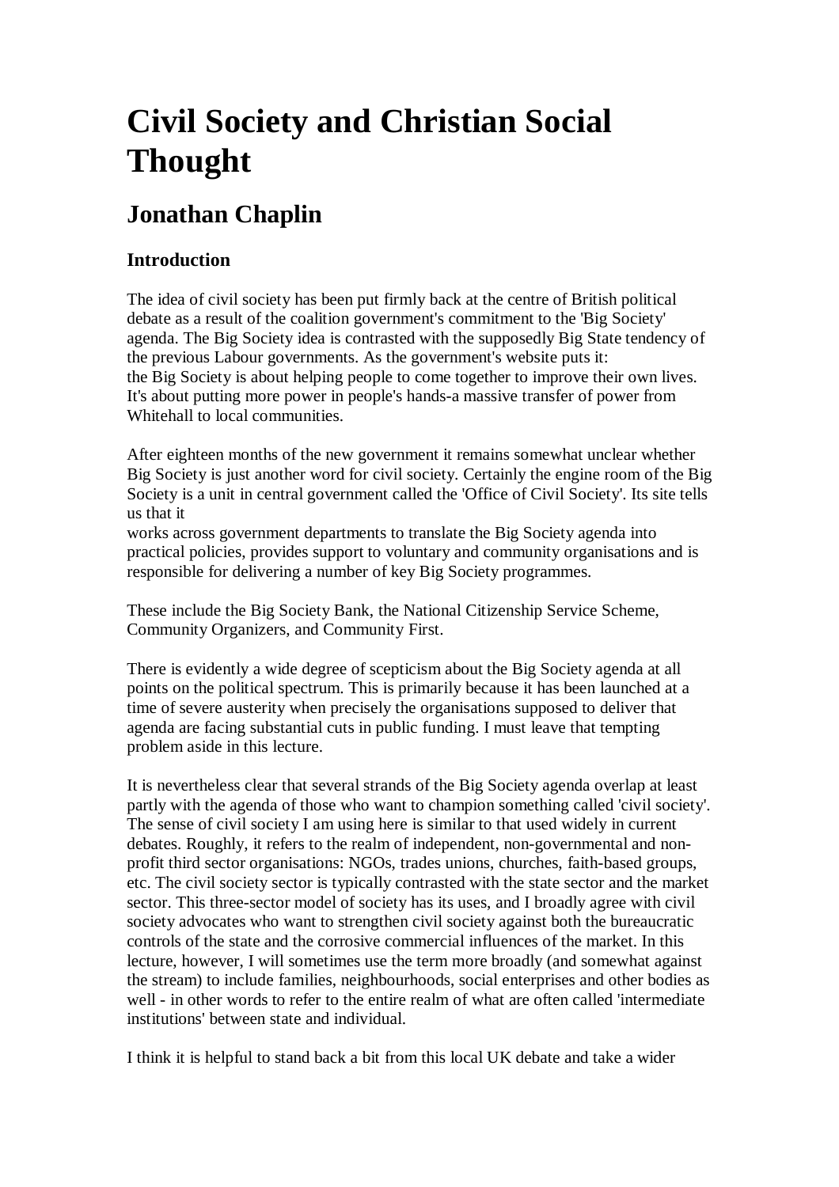# Civil Society and Christian Social Thought

## Jonathan Chaplin

### Introduction

The idea of civil society has been put firmly back at the centre of British political debate as a result of the coalition government's commitment to the 'Big Society' agenda. The Big Society idea is contrasted with the supposedly Big State tendency of the previous Labour governments. As the government's website puts it:
the Big Society is about helping people to come together to improve their own lives. It's about putting more power in people's hands-a massive transfer of power from Whitehall to local communities.

After eighteen months of the new government it remains somewhat unclear whether Big Society is just another word for civil society. Certainly the engine room of the Big Society is a unit in central government called the 'Office of Civil Society'. Its site tells us that it
works across government departments to translate the Big Society agenda into practical policies, provides support to voluntary and community organisations and is responsible for delivering a number of key Big Society programmes.

These include the Big Society Bank, the National Citizenship Service Scheme, Community Organizers, and Community First.

There is evidently a wide degree of scepticism about the Big Society agenda at all points on the political spectrum. This is primarily because it has been launched at a time of severe austerity when precisely the organisations supposed to deliver that agenda are facing substantial cuts in public funding. I must leave that tempting problem aside in this lecture.

It is nevertheless clear that several strands of the Big Society agenda overlap at least partly with the agenda of those who want to champion something called 'civil society'. The sense of civil society I am using here is similar to that used widely in current debates. Roughly, it refers to the realm of independent, non-governmental and non-profit third sector organisations: NGOs, trades unions, churches, faith-based groups, etc. The civil society sector is typically contrasted with the state sector and the market sector. This three-sector model of society has its uses, and I broadly agree with civil society advocates who want to strengthen civil society against both the bureaucratic controls of the state and the corrosive commercial influences of the market. In this lecture, however, I will sometimes use the term more broadly (and somewhat against the stream) to include families, neighbourhoods, social enterprises and other bodies as well - in other words to refer to the entire realm of what are often called 'intermediate institutions' between state and individual.

I think it is helpful to stand back a bit from this local UK debate and take a wider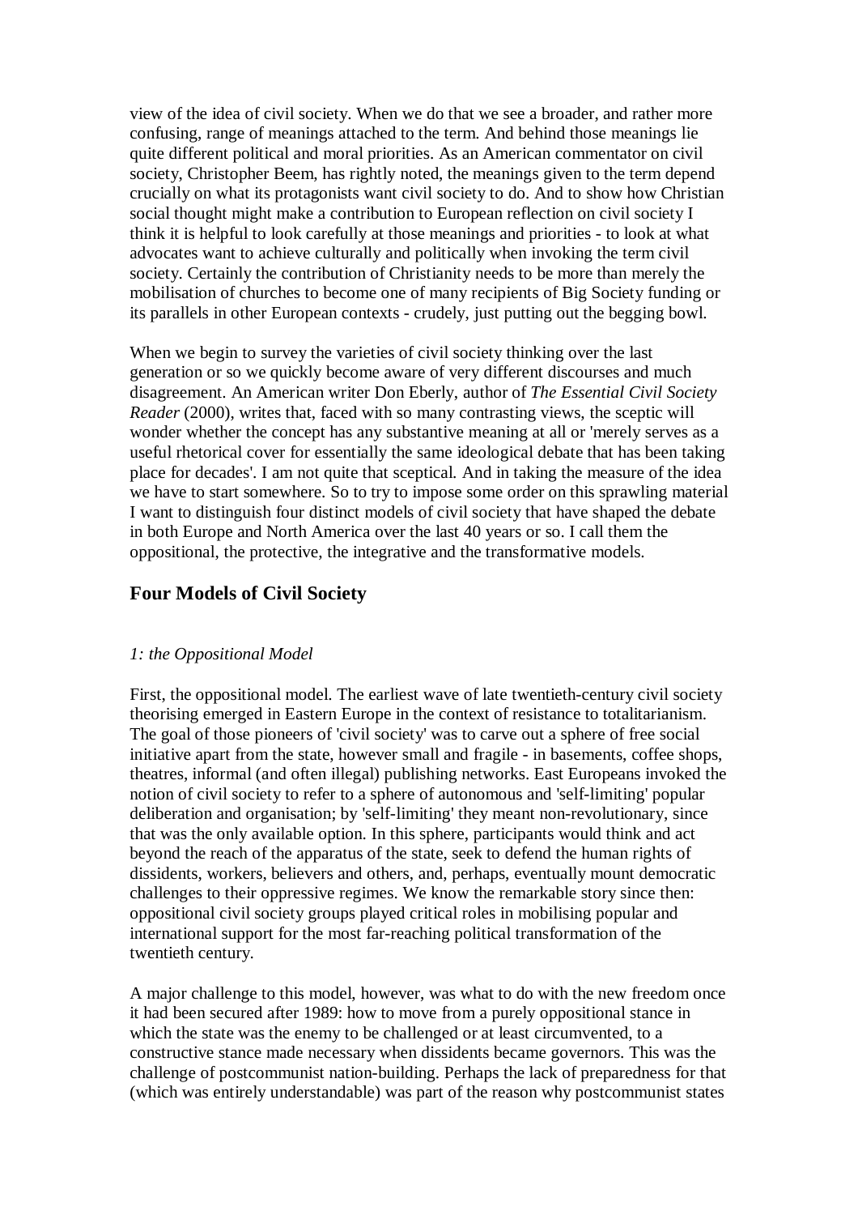view of the idea of civil society. When we do that we see a broader, and rather more confusing, range of meanings attached to the term. And behind those meanings lie quite different political and moral priorities. As an American commentator on civil society, Christopher Beem, has rightly noted, the meanings given to the term depend crucially on what its protagonists want civil society to do. And to show how Christian social thought might make a contribution to European reflection on civil society I think it is helpful to look carefully at those meanings and priorities - to look at what advocates want to achieve culturally and politically when invoking the term civil society. Certainly the contribution of Christianity needs to be more than merely the mobilisation of churches to become one of many recipients of Big Society funding or its parallels in other European contexts - crudely, just putting out the begging bowl.

When we begin to survey the varieties of civil society thinking over the last generation or so we quickly become aware of very different discourses and much disagreement. An American writer Don Eberly, author of *The Essential Civil Society Reader* (2000), writes that, faced with so many contrasting views, the sceptic will wonder whether the concept has any substantive meaning at all or 'merely serves as a useful rhetorical cover for essentially the same ideological debate that has been taking place for decades'. I am not quite that sceptical. And in taking the measure of the idea we have to start somewhere. So to try to impose some order on this sprawling material I want to distinguish four distinct models of civil society that have shaped the debate in both Europe and North America over the last 40 years or so. I call them the oppositional, the protective, the integrative and the transformative models.

## Four Models of Civil Society

### *1: the Oppositional Model*

First, the oppositional model. The earliest wave of late twentieth-century civil society theorising emerged in Eastern Europe in the context of resistance to totalitarianism. The goal of those pioneers of 'civil society' was to carve out a sphere of free social initiative apart from the state, however small and fragile - in basements, coffee shops, theatres, informal (and often illegal) publishing networks. East Europeans invoked the notion of civil society to refer to a sphere of autonomous and 'self-limiting' popular deliberation and organisation; by 'self-limiting' they meant non-revolutionary, since that was the only available option. In this sphere, participants would think and act beyond the reach of the apparatus of the state, seek to defend the human rights of dissidents, workers, believers and others, and, perhaps, eventually mount democratic challenges to their oppressive regimes. We know the remarkable story since then: oppositional civil society groups played critical roles in mobilising popular and international support for the most far-reaching political transformation of the twentieth century.

A major challenge to this model, however, was what to do with the new freedom once it had been secured after 1989: how to move from a purely oppositional stance in which the state was the enemy to be challenged or at least circumvented, to a constructive stance made necessary when dissidents became governors. This was the challenge of postcommunist nation-building. Perhaps the lack of preparedness for that (which was entirely understandable) was part of the reason why postcommunist states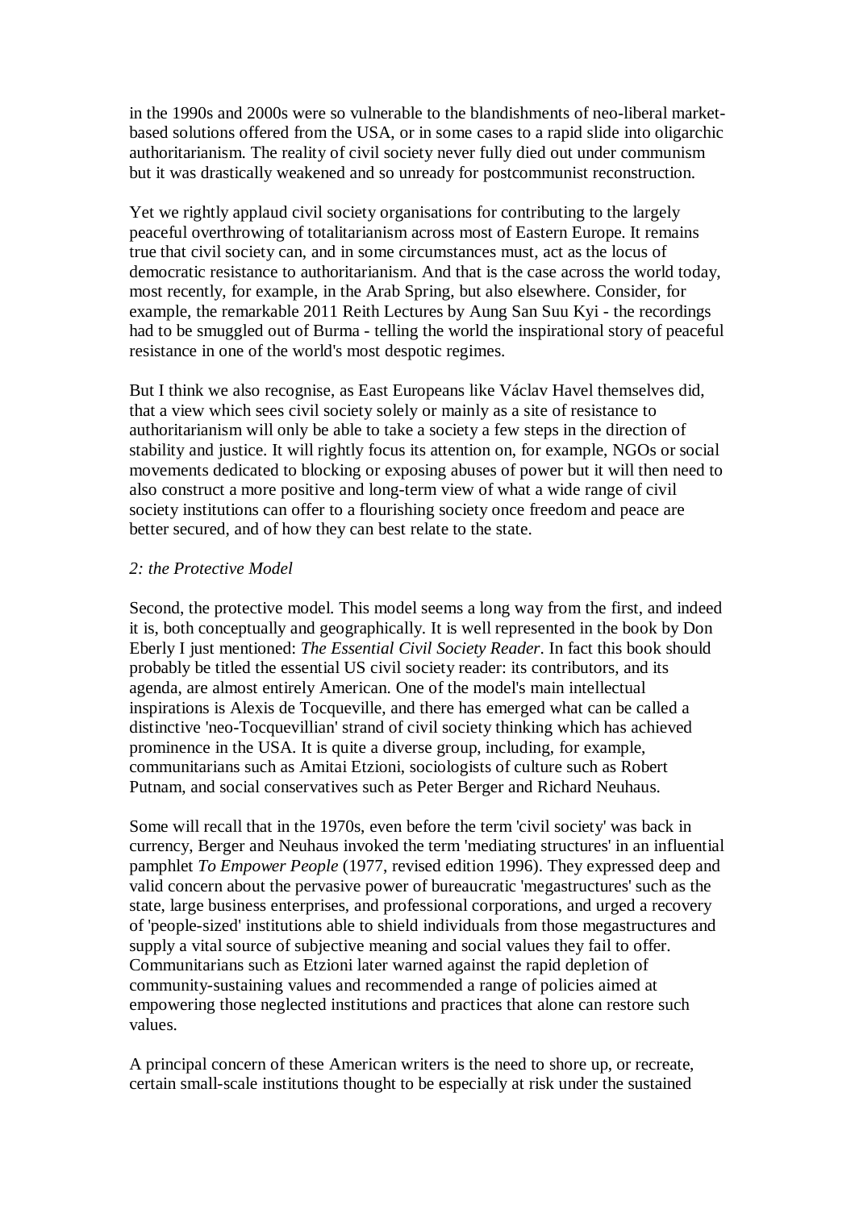in the 1990s and 2000s were so vulnerable to the blandishments of neo-liberal market-based solutions offered from the USA, or in some cases to a rapid slide into oligarchic authoritarianism. The reality of civil society never fully died out under communism but it was drastically weakened and so unready for postcommunist reconstruction.

Yet we rightly applaud civil society organisations for contributing to the largely peaceful overthrowing of totalitarianism across most of Eastern Europe. It remains true that civil society can, and in some circumstances must, act as the locus of democratic resistance to authoritarianism. And that is the case across the world today, most recently, for example, in the Arab Spring, but also elsewhere. Consider, for example, the remarkable 2011 Reith Lectures by Aung San Suu Kyi - the recordings had to be smuggled out of Burma - telling the world the inspirational story of peaceful resistance in one of the world's most despotic regimes.

But I think we also recognise, as East Europeans like Václav Havel themselves did, that a view which sees civil society solely or mainly as a site of resistance to authoritarianism will only be able to take a society a few steps in the direction of stability and justice. It will rightly focus its attention on, for example, NGOs or social movements dedicated to blocking or exposing abuses of power but it will then need to also construct a more positive and long-term view of what a wide range of civil society institutions can offer to a flourishing society once freedom and peace are better secured, and of how they can best relate to the state.

*2: the Protective Model*

Second, the protective model. This model seems a long way from the first, and indeed it is, both conceptually and geographically. It is well represented in the book by Don Eberly I just mentioned: *The Essential Civil Society Reader*. In fact this book should probably be titled the essential US civil society reader: its contributors, and its agenda, are almost entirely American. One of the model's main intellectual inspirations is Alexis de Tocqueville, and there has emerged what can be called a distinctive 'neo-Tocquevillian' strand of civil society thinking which has achieved prominence in the USA. It is quite a diverse group, including, for example, communitarians such as Amitai Etzioni, sociologists of culture such as Robert Putnam, and social conservatives such as Peter Berger and Richard Neuhaus.

Some will recall that in the 1970s, even before the term 'civil society' was back in currency, Berger and Neuhaus invoked the term 'mediating structures' in an influential pamphlet *To Empower People* (1977, revised edition 1996). They expressed deep and valid concern about the pervasive power of bureaucratic 'megastructures' such as the state, large business enterprises, and professional corporations, and urged a recovery of 'people-sized' institutions able to shield individuals from those megastructures and supply a vital source of subjective meaning and social values they fail to offer. Communitarians such as Etzioni later warned against the rapid depletion of community-sustaining values and recommended a range of policies aimed at empowering those neglected institutions and practices that alone can restore such values.

A principal concern of these American writers is the need to shore up, or recreate, certain small-scale institutions thought to be especially at risk under the sustained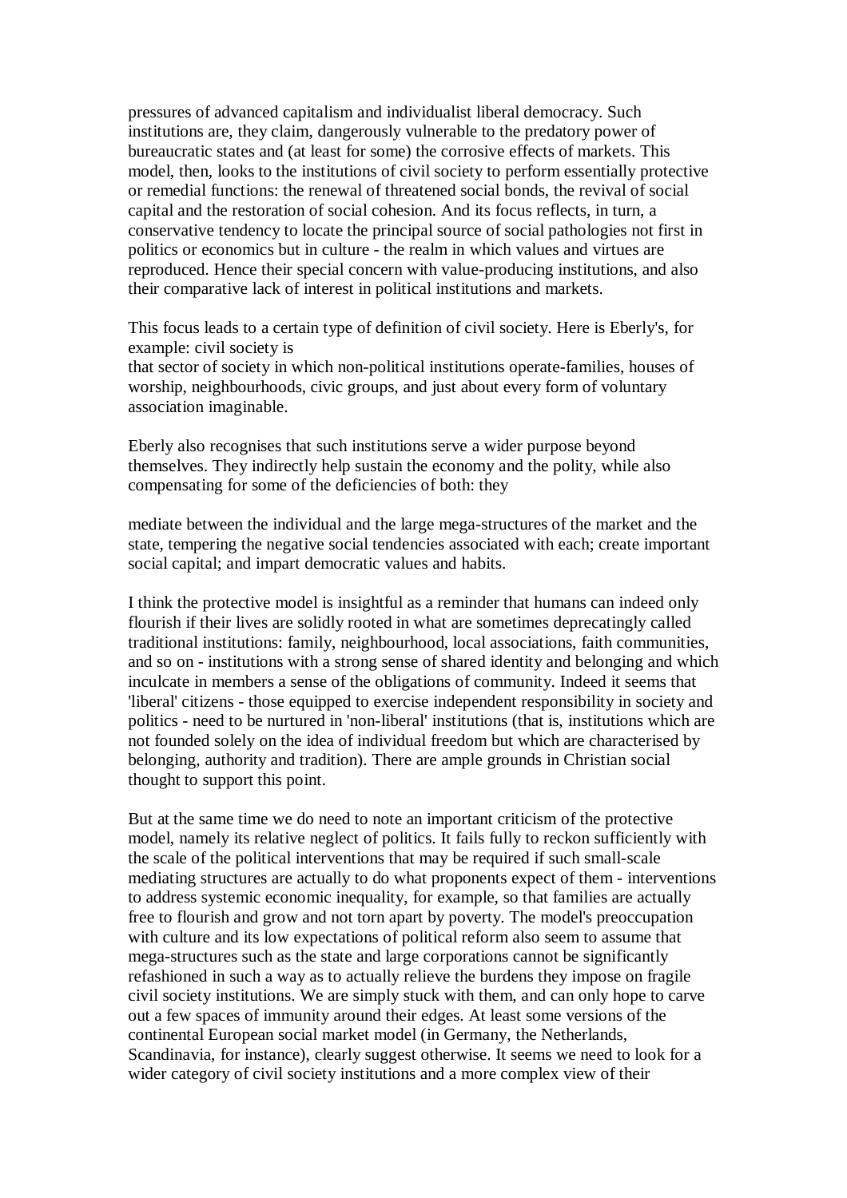pressures of advanced capitalism and individualist liberal democracy. Such institutions are, they claim, dangerously vulnerable to the predatory power of bureaucratic states and (at least for some) the corrosive effects of markets. This model, then, looks to the institutions of civil society to perform essentially protective or remedial functions: the renewal of threatened social bonds, the revival of social capital and the restoration of social cohesion. And its focus reflects, in turn, a conservative tendency to locate the principal source of social pathologies not first in politics or economics but in culture - the realm in which values and virtues are reproduced. Hence their special concern with value-producing institutions, and also their comparative lack of interest in political institutions and markets.

This focus leads to a certain type of definition of civil society. Here is Eberly's, for example: civil society is

that sector of society in which non-political institutions operate-families, houses of worship, neighbourhoods, civic groups, and just about every form of voluntary association imaginable.

Eberly also recognises that such institutions serve a wider purpose beyond themselves. They indirectly help sustain the economy and the polity, while also compensating for some of the deficiencies of both: they

mediate between the individual and the large mega-structures of the market and the state, tempering the negative social tendencies associated with each; create important social capital; and impart democratic values and habits.

I think the protective model is insightful as a reminder that humans can indeed only flourish if their lives are solidly rooted in what are sometimes deprecatingly called traditional institutions: family, neighbourhood, local associations, faith communities, and so on - institutions with a strong sense of shared identity and belonging and which inculcate in members a sense of the obligations of community. Indeed it seems that 'liberal' citizens - those equipped to exercise independent responsibility in society and politics - need to be nurtured in 'non-liberal' institutions (that is, institutions which are not founded solely on the idea of individual freedom but which are characterised by belonging, authority and tradition). There are ample grounds in Christian social thought to support this point.

But at the same time we do need to note an important criticism of the protective model, namely its relative neglect of politics. It fails fully to reckon sufficiently with the scale of the political interventions that may be required if such small-scale mediating structures are actually to do what proponents expect of them - interventions to address systemic economic inequality, for example, so that families are actually free to flourish and grow and not torn apart by poverty. The model's preoccupation with culture and its low expectations of political reform also seem to assume that mega-structures such as the state and large corporations cannot be significantly refashioned in such a way as to actually relieve the burdens they impose on fragile civil society institutions. We are simply stuck with them, and can only hope to carve out a few spaces of immunity around their edges. At least some versions of the continental European social market model (in Germany, the Netherlands, Scandinavia, for instance), clearly suggest otherwise. It seems we need to look for a wider category of civil society institutions and a more complex view of their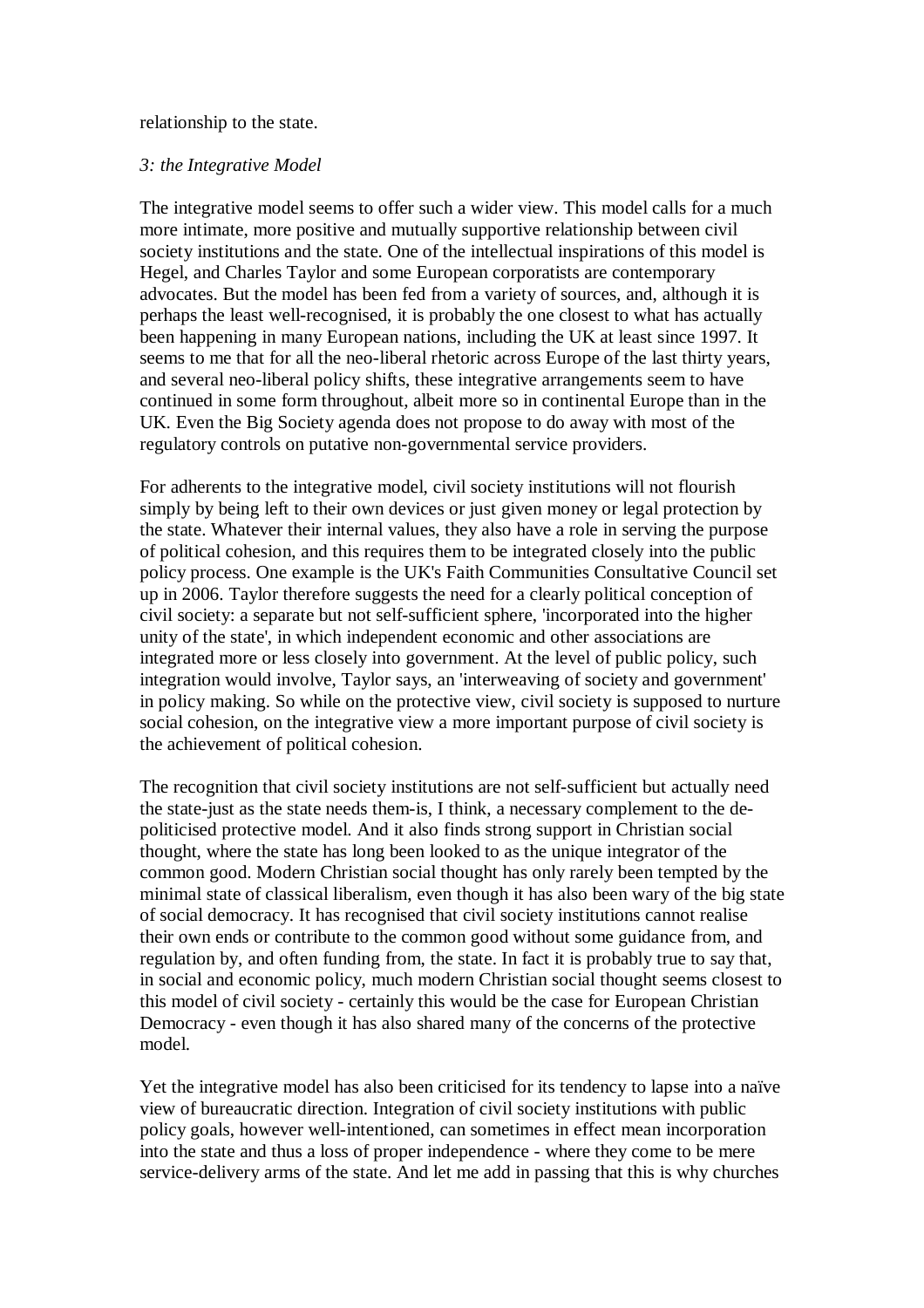relationship to the state.

*3: the Integrative Model*

The integrative model seems to offer such a wider view. This model calls for a much more intimate, more positive and mutually supportive relationship between civil society institutions and the state. One of the intellectual inspirations of this model is Hegel, and Charles Taylor and some European corporatists are contemporary advocates. But the model has been fed from a variety of sources, and, although it is perhaps the least well-recognised, it is probably the one closest to what has actually been happening in many European nations, including the UK at least since 1997. It seems to me that for all the neo-liberal rhetoric across Europe of the last thirty years, and several neo-liberal policy shifts, these integrative arrangements seem to have continued in some form throughout, albeit more so in continental Europe than in the UK. Even the Big Society agenda does not propose to do away with most of the regulatory controls on putative non-governmental service providers.

For adherents to the integrative model, civil society institutions will not flourish simply by being left to their own devices or just given money or legal protection by the state. Whatever their internal values, they also have a role in serving the purpose of political cohesion, and this requires them to be integrated closely into the public policy process. One example is the UK's Faith Communities Consultative Council set up in 2006. Taylor therefore suggests the need for a clearly political conception of civil society: a separate but not self-sufficient sphere, 'incorporated into the higher unity of the state', in which independent economic and other associations are integrated more or less closely into government. At the level of public policy, such integration would involve, Taylor says, an 'interweaving of society and government' in policy making. So while on the protective view, civil society is supposed to nurture social cohesion, on the integrative view a more important purpose of civil society is the achievement of political cohesion.

The recognition that civil society institutions are not self-sufficient but actually need the state-just as the state needs them-is, I think, a necessary complement to the de-politicised protective model. And it also finds strong support in Christian social thought, where the state has long been looked to as the unique integrator of the common good. Modern Christian social thought has only rarely been tempted by the minimal state of classical liberalism, even though it has also been wary of the big state of social democracy. It has recognised that civil society institutions cannot realise their own ends or contribute to the common good without some guidance from, and regulation by, and often funding from, the state. In fact it is probably true to say that, in social and economic policy, much modern Christian social thought seems closest to this model of civil society - certainly this would be the case for European Christian Democracy - even though it has also shared many of the concerns of the protective model.

Yet the integrative model has also been criticised for its tendency to lapse into a naïve view of bureaucratic direction. Integration of civil society institutions with public policy goals, however well-intentioned, can sometimes in effect mean incorporation into the state and thus a loss of proper independence - where they come to be mere service-delivery arms of the state. And let me add in passing that this is why churches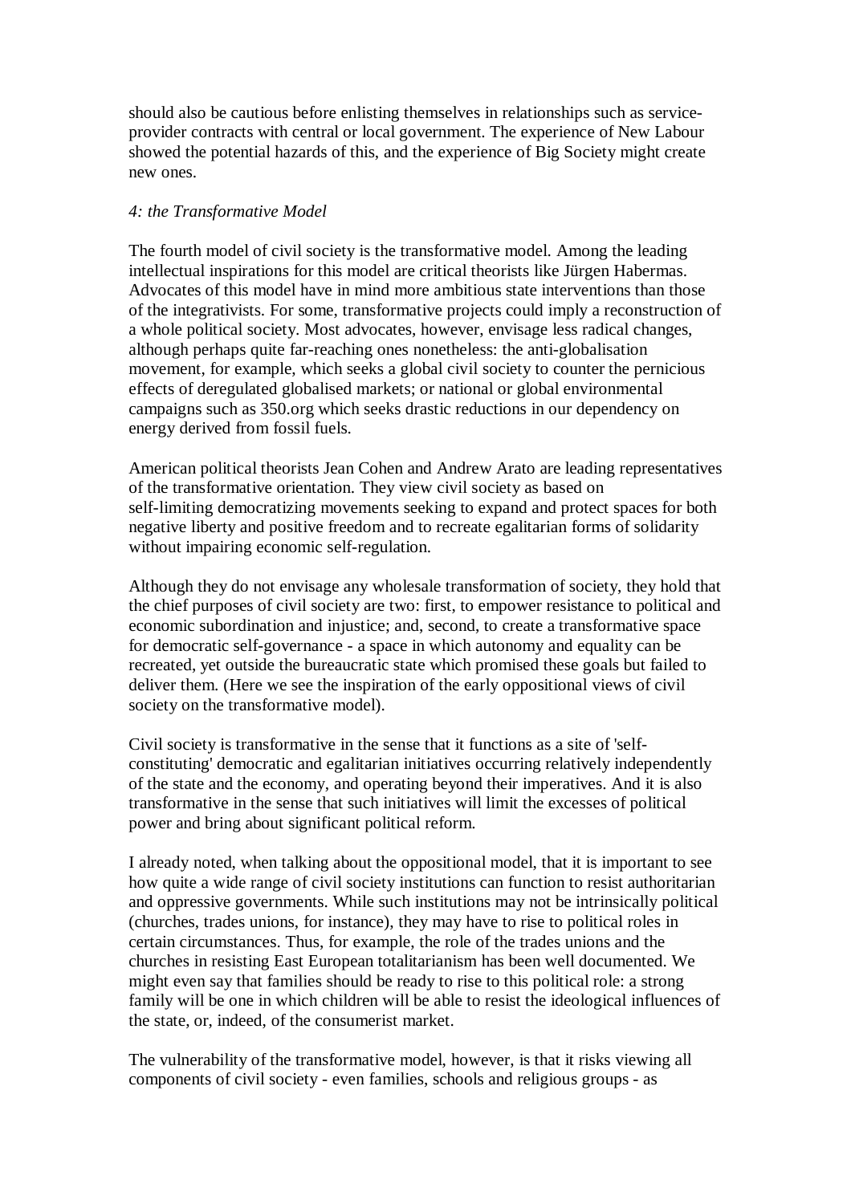should also be cautious before enlisting themselves in relationships such as service-provider contracts with central or local government. The experience of New Labour showed the potential hazards of this, and the experience of Big Society might create new ones.

*4: the Transformative Model*

The fourth model of civil society is the transformative model. Among the leading intellectual inspirations for this model are critical theorists like Jürgen Habermas. Advocates of this model have in mind more ambitious state interventions than those of the integrativists. For some, transformative projects could imply a reconstruction of a whole political society. Most advocates, however, envisage less radical changes, although perhaps quite far-reaching ones nonetheless: the anti-globalisation movement, for example, which seeks a global civil society to counter the pernicious effects of deregulated globalised markets; or national or global environmental campaigns such as 350.org which seeks drastic reductions in our dependency on energy derived from fossil fuels.

American political theorists Jean Cohen and Andrew Arato are leading representatives of the transformative orientation. They view civil society as based on self-limiting democratizing movements seeking to expand and protect spaces for both negative liberty and positive freedom and to recreate egalitarian forms of solidarity without impairing economic self-regulation.

Although they do not envisage any wholesale transformation of society, they hold that the chief purposes of civil society are two: first, to empower resistance to political and economic subordination and injustice; and, second, to create a transformative space for democratic self-governance - a space in which autonomy and equality can be recreated, yet outside the bureaucratic state which promised these goals but failed to deliver them. (Here we see the inspiration of the early oppositional views of civil society on the transformative model).

Civil society is transformative in the sense that it functions as a site of 'self-constituting' democratic and egalitarian initiatives occurring relatively independently of the state and the economy, and operating beyond their imperatives. And it is also transformative in the sense that such initiatives will limit the excesses of political power and bring about significant political reform.

I already noted, when talking about the oppositional model, that it is important to see how quite a wide range of civil society institutions can function to resist authoritarian and oppressive governments. While such institutions may not be intrinsically political (churches, trades unions, for instance), they may have to rise to political roles in certain circumstances. Thus, for example, the role of the trades unions and the churches in resisting East European totalitarianism has been well documented. We might even say that families should be ready to rise to this political role: a strong family will be one in which children will be able to resist the ideological influences of the state, or, indeed, of the consumerist market.

The vulnerability of the transformative model, however, is that it risks viewing all components of civil society - even families, schools and religious groups - as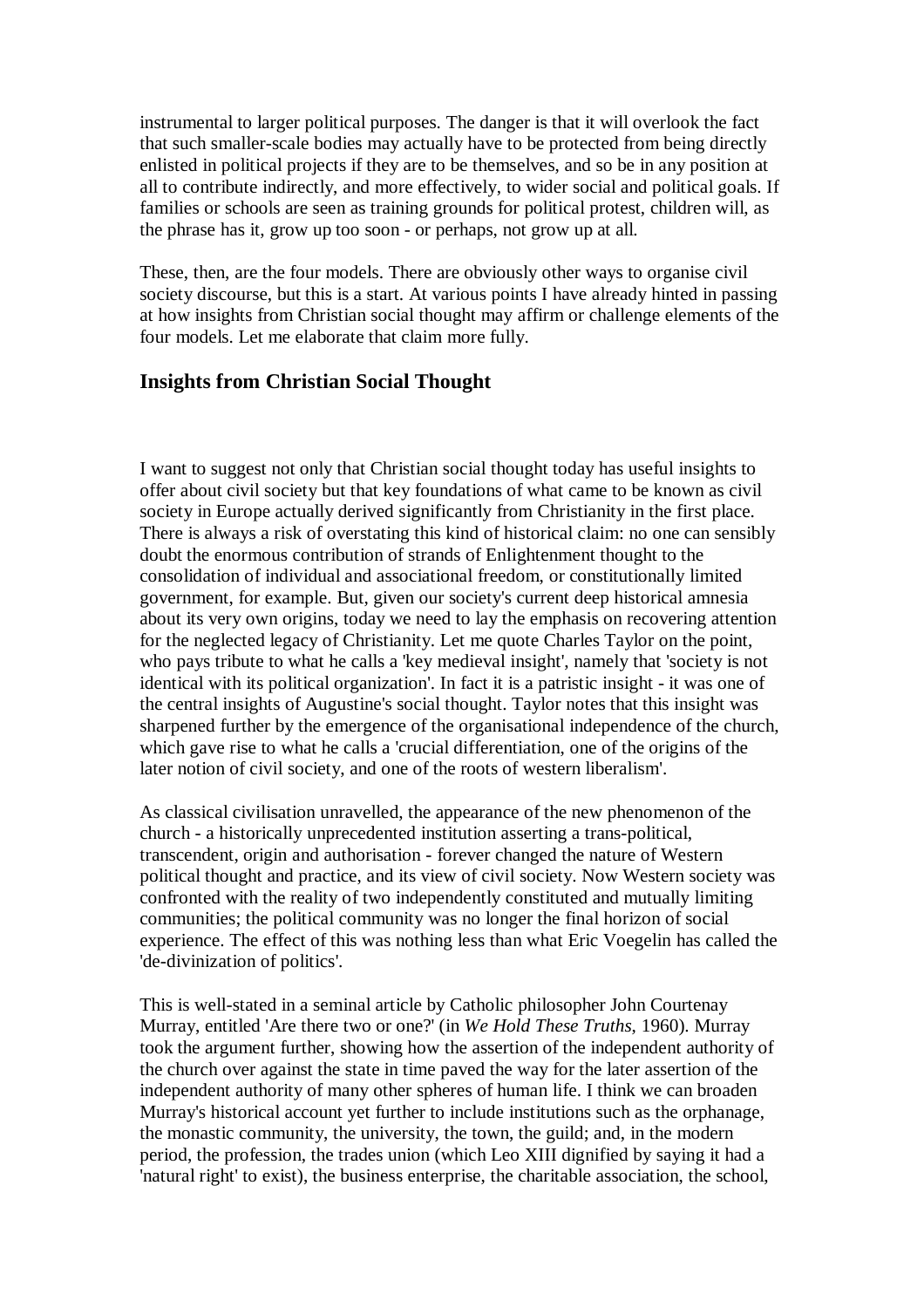instrumental to larger political purposes. The danger is that it will overlook the fact that such smaller-scale bodies may actually have to be protected from being directly enlisted in political projects if they are to be themselves, and so be in any position at all to contribute indirectly, and more effectively, to wider social and political goals. If families or schools are seen as training grounds for political protest, children will, as the phrase has it, grow up too soon - or perhaps, not grow up at all.

These, then, are the four models. There are obviously other ways to organise civil society discourse, but this is a start. At various points I have already hinted in passing at how insights from Christian social thought may affirm or challenge elements of the four models. Let me elaborate that claim more fully.

## Insights from Christian Social Thought

I want to suggest not only that Christian social thought today has useful insights to offer about civil society but that key foundations of what came to be known as civil society in Europe actually derived significantly from Christianity in the first place. There is always a risk of overstating this kind of historical claim: no one can sensibly doubt the enormous contribution of strands of Enlightenment thought to the consolidation of individual and associational freedom, or constitutionally limited government, for example. But, given our society's current deep historical amnesia about its very own origins, today we need to lay the emphasis on recovering attention for the neglected legacy of Christianity. Let me quote Charles Taylor on the point, who pays tribute to what he calls a 'key medieval insight', namely that 'society is not identical with its political organization'. In fact it is a patristic insight - it was one of the central insights of Augustine's social thought. Taylor notes that this insight was sharpened further by the emergence of the organisational independence of the church, which gave rise to what he calls a 'crucial differentiation, one of the origins of the later notion of civil society, and one of the roots of western liberalism'.

As classical civilisation unravelled, the appearance of the new phenomenon of the church - a historically unprecedented institution asserting a trans-political, transcendent, origin and authorisation - forever changed the nature of Western political thought and practice, and its view of civil society. Now Western society was confronted with the reality of two independently constituted and mutually limiting communities; the political community was no longer the final horizon of social experience. The effect of this was nothing less than what Eric Voegelin has called the 'de-divinization of politics'.

This is well-stated in a seminal article by Catholic philosopher John Courtenay Murray, entitled 'Are there two or one?' (in *We Hold These Truths*, 1960). Murray took the argument further, showing how the assertion of the independent authority of the church over against the state in time paved the way for the later assertion of the independent authority of many other spheres of human life. I think we can broaden Murray's historical account yet further to include institutions such as the orphanage, the monastic community, the university, the town, the guild; and, in the modern period, the profession, the trades union (which Leo XIII dignified by saying it had a 'natural right' to exist), the business enterprise, the charitable association, the school,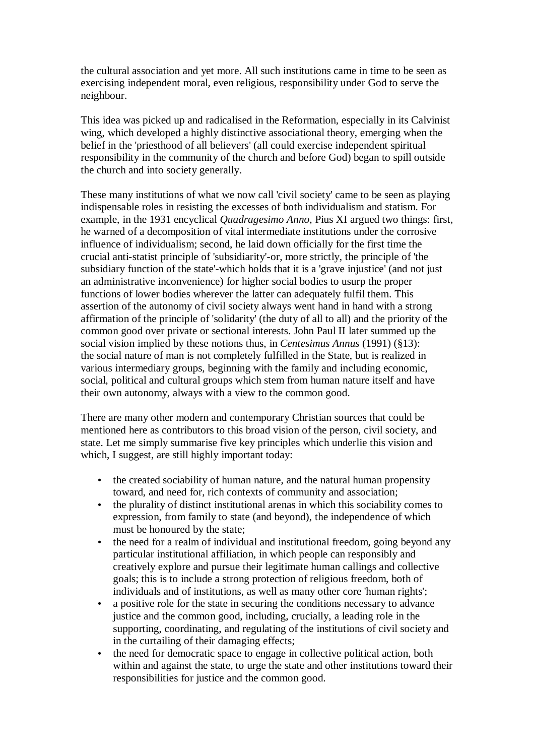the cultural association and yet more. All such institutions came in time to be seen as exercising independent moral, even religious, responsibility under God to serve the neighbour.

This idea was picked up and radicalised in the Reformation, especially in its Calvinist wing, which developed a highly distinctive associational theory, emerging when the belief in the 'priesthood of all believers' (all could exercise independent spiritual responsibility in the community of the church and before God) began to spill outside the church and into society generally.

These many institutions of what we now call 'civil society' came to be seen as playing indispensable roles in resisting the excesses of both individualism and statism. For example, in the 1931 encyclical *Quadragesimo Anno*, Pius XI argued two things: first, he warned of a decomposition of vital intermediate institutions under the corrosive influence of individualism; second, he laid down officially for the first time the crucial anti-statist principle of 'subsidiarity'-or, more strictly, the principle of 'the subsidiary function of the state'-which holds that it is a 'grave injustice' (and not just an administrative inconvenience) for higher social bodies to usurp the proper functions of lower bodies wherever the latter can adequately fulfil them. This assertion of the autonomy of civil society always went hand in hand with a strong affirmation of the principle of 'solidarity' (the duty of all to all) and the priority of the common good over private or sectional interests. John Paul II later summed up the social vision implied by these notions thus, in *Centesimus Annus* (1991) (§13): the social nature of man is not completely fulfilled in the State, but is realized in various intermediary groups, beginning with the family and including economic, social, political and cultural groups which stem from human nature itself and have their own autonomy, always with a view to the common good.

There are many other modern and contemporary Christian sources that could be mentioned here as contributors to this broad vision of the person, civil society, and state. Let me simply summarise five key principles which underlie this vision and which, I suggest, are still highly important today:

- the created sociability of human nature, and the natural human propensity toward, and need for, rich contexts of community and association;
- the plurality of distinct institutional arenas in which this sociability comes to expression, from family to state (and beyond), the independence of which must be honoured by the state;
- the need for a realm of individual and institutional freedom, going beyond any particular institutional affiliation, in which people can responsibly and creatively explore and pursue their legitimate human callings and collective goals; this is to include a strong protection of religious freedom, both of individuals and of institutions, as well as many other core 'human rights';
- a positive role for the state in securing the conditions necessary to advance justice and the common good, including, crucially, a leading role in the supporting, coordinating, and regulating of the institutions of civil society and in the curtailing of their damaging effects;
- the need for democratic space to engage in collective political action, both within and against the state, to urge the state and other institutions toward their responsibilities for justice and the common good.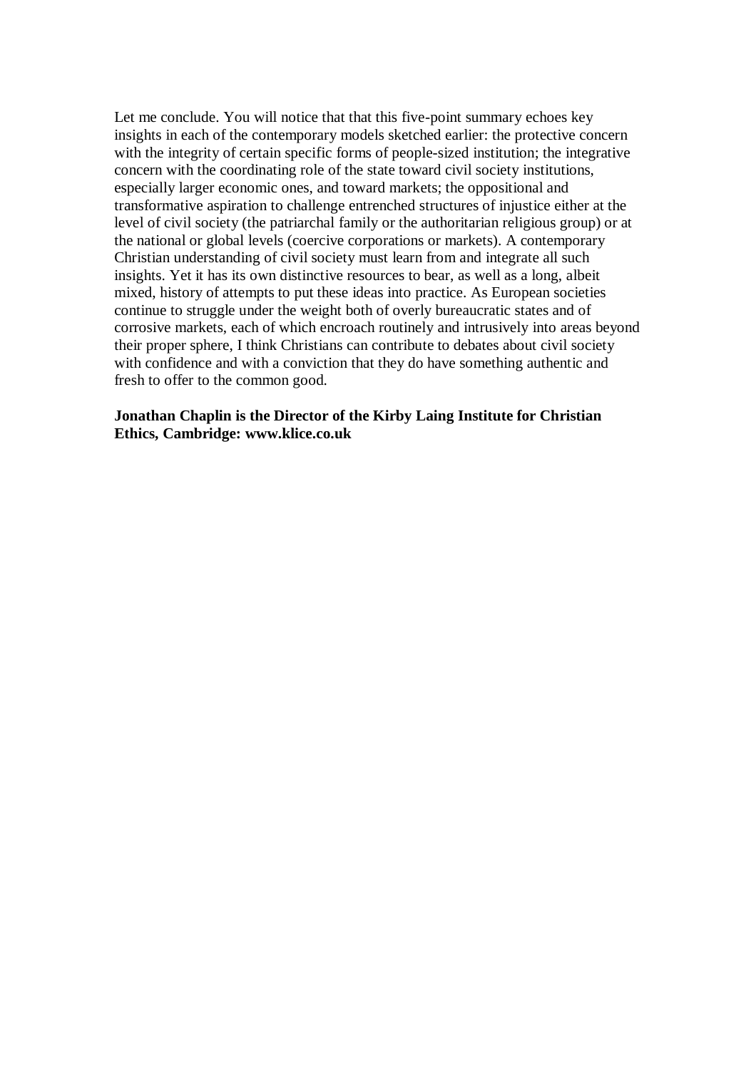Let me conclude. You will notice that that this five-point summary echoes key insights in each of the contemporary models sketched earlier: the protective concern with the integrity of certain specific forms of people-sized institution; the integrative concern with the coordinating role of the state toward civil society institutions, especially larger economic ones, and toward markets; the oppositional and transformative aspiration to challenge entrenched structures of injustice either at the level of civil society (the patriarchal family or the authoritarian religious group) or at the national or global levels (coercive corporations or markets). A contemporary Christian understanding of civil society must learn from and integrate all such insights. Yet it has its own distinctive resources to bear, as well as a long, albeit mixed, history of attempts to put these ideas into practice. As European societies continue to struggle under the weight both of overly bureaucratic states and of corrosive markets, each of which encroach routinely and intrusively into areas beyond their proper sphere, I think Christians can contribute to debates about civil society with confidence and with a conviction that they do have something authentic and fresh to offer to the common good.

**Jonathan Chaplin is the Director of the Kirby Laing Institute for Christian Ethics, Cambridge: www.klice.co.uk**